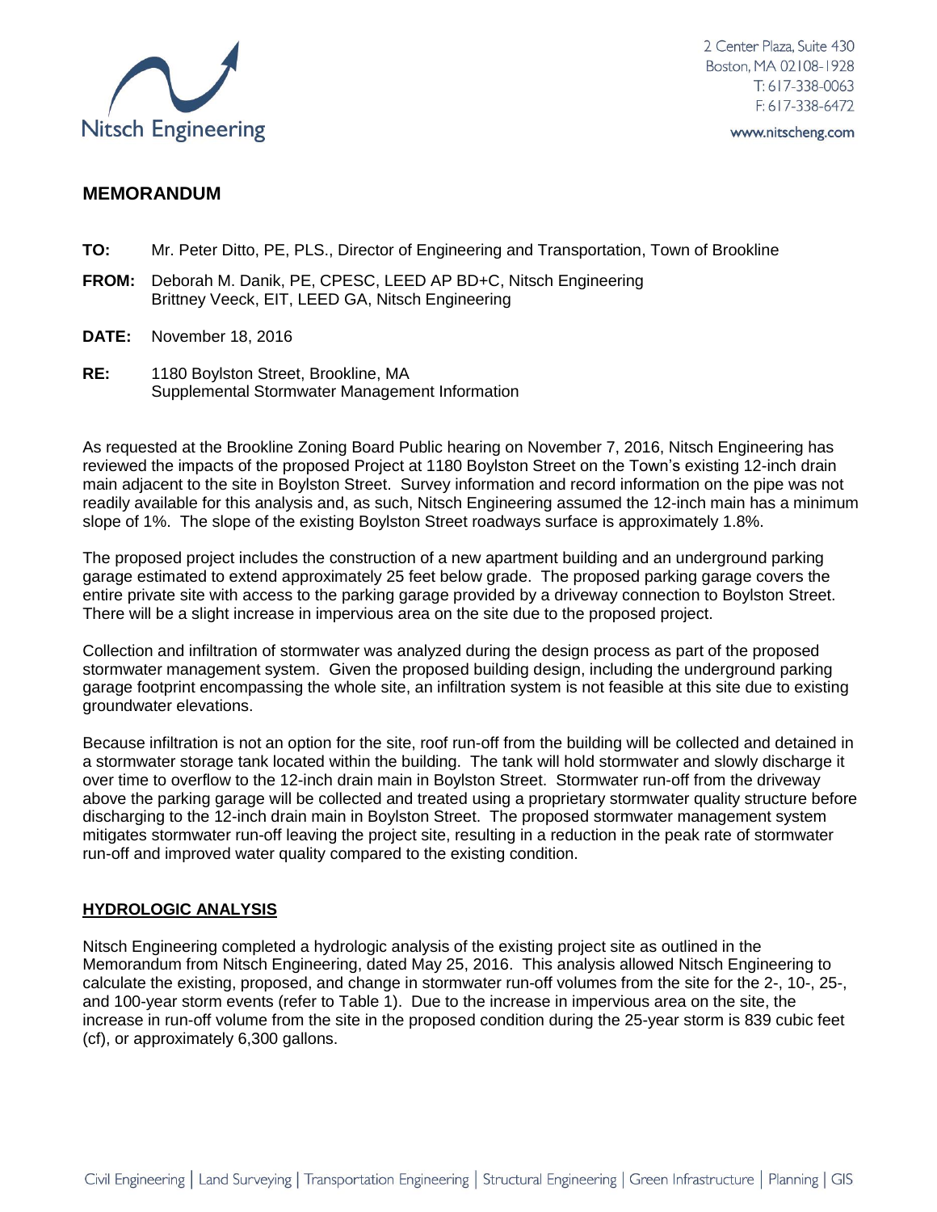Nitsch Engineering

2 Center Plaza, Suite 430
Boston, MA 02108-1928
T: 617-338-0063
F: 617-338-6472

www.nitscheng.com

## MEMORANDUM

**TO:** Mr. Peter Ditto, PE, PLS., Director of Engineering and Transportation, Town of Brookline

**FROM:** Deborah M. Danik, PE, CPESC, LEED AP BD+C, Nitsch Engineering
Brittney Veeck, EIT, LEED GA, Nitsch Engineering

**DATE:** November 18, 2016

**RE:** 1180 Boylston Street, Brookline, MA
Supplemental Stormwater Management Information

As requested at the Brookline Zoning Board Public hearing on November 7, 2016, Nitsch Engineering has reviewed the impacts of the proposed Project at 1180 Boylston Street on the Town's existing 12-inch drain main adjacent to the site in Boylston Street. Survey information and record information on the pipe was not readily available for this analysis and, as such, Nitsch Engineering assumed the 12-inch main has a minimum slope of 1%. The slope of the existing Boylston Street roadways surface is approximately 1.8%.

The proposed project includes the construction of a new apartment building and an underground parking garage estimated to extend approximately 25 feet below grade. The proposed parking garage covers the entire private site with access to the parking garage provided by a driveway connection to Boylston Street. There will be a slight increase in impervious area on the site due to the proposed project.

Collection and infiltration of stormwater was analyzed during the design process as part of the proposed stormwater management system. Given the proposed building design, including the underground parking garage footprint encompassing the whole site, an infiltration system is not feasible at this site due to existing groundwater elevations.

Because infiltration is not an option for the site, roof run-off from the building will be collected and detained in a stormwater storage tank located within the building. The tank will hold stormwater and slowly discharge it over time to overflow to the 12-inch drain main in Boylston Street. Stormwater run-off from the driveway above the parking garage will be collected and treated using a proprietary stormwater quality structure before discharging to the 12-inch drain main in Boylston Street. The proposed stormwater management system mitigates stormwater run-off leaving the project site, resulting in a reduction in the peak rate of stormwater run-off and improved water quality compared to the existing condition.

### HYDROLOGIC ANALYSIS

Nitsch Engineering completed a hydrologic analysis of the existing project site as outlined in the Memorandum from Nitsch Engineering, dated May 25, 2016. This analysis allowed Nitsch Engineering to calculate the existing, proposed, and change in stormwater run-off volumes from the site for the 2-, 10-, 25-, and 100-year storm events (refer to Table 1). Due to the increase in impervious area on the site, the increase in run-off volume from the site in the proposed condition during the 25-year storm is 839 cubic feet (cf), or approximately 6,300 gallons.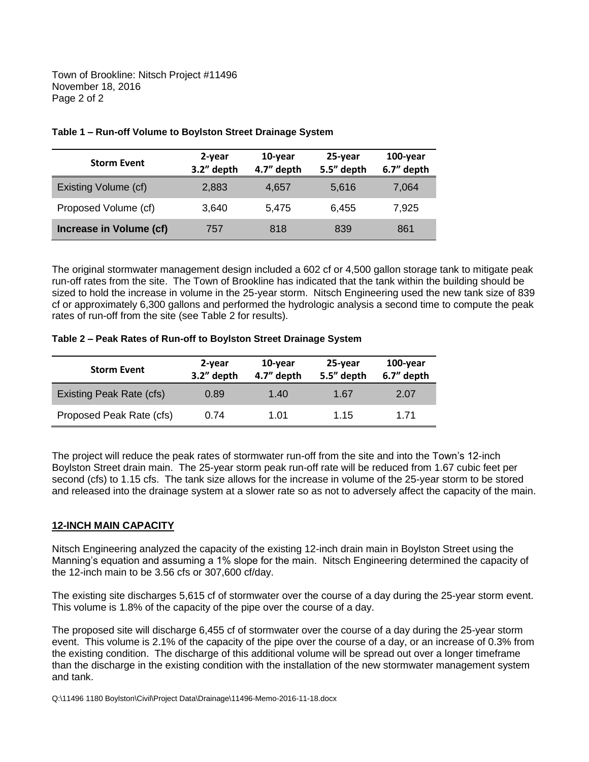**Table 1 – Run-off Volume to Boylston Street Drainage System**

| Storm Event | 2-year 3.2" depth | 10-year 4.7" depth | 25-year 5.5" depth | 100-year 6.7" depth |
|---|---|---|---|---|
| Existing Volume (cf) | 2,883 | 4,657 | 5,616 | 7,064 |
| Proposed Volume (cf) | 3,640 | 5,475 | 6,455 | 7,925 |
| **Increase in Volume (cf)** | 757 | 818 | 839 | 861 |

The original stormwater management design included a 602 cf or 4,500 gallon storage tank to mitigate peak run-off rates from the site. The Town of Brookline has indicated that the tank within the building should be sized to hold the increase in volume in the 25-year storm. Nitsch Engineering used the new tank size of 839 cf or approximately 6,300 gallons and performed the hydrologic analysis a second time to compute the peak rates of run-off from the site (see Table 2 for results).

**Table 2 – Peak Rates of Run-off to Boylston Street Drainage System**

| Storm Event | 2-year 3.2" depth | 10-year 4.7" depth | 25-year 5.5" depth | 100-year 6.7" depth |
|---|---|---|---|---|
| Existing Peak Rate (cfs) | 0.89 | 1.40 | 1.67 | 2.07 |
| Proposed Peak Rate (cfs) | 0.74 | 1.01 | 1.15 | 1.71 |

The project will reduce the peak rates of stormwater run-off from the site and into the Town's 12-inch Boylston Street drain main. The 25-year storm peak run-off rate will be reduced from 1.67 cubic feet per second (cfs) to 1.15 cfs. The tank size allows for the increase in volume of the 25-year storm to be stored and released into the drainage system at a slower rate so as not to adversely affect the capacity of the main.

## 12-INCH MAIN CAPACITY

Nitsch Engineering analyzed the capacity of the existing 12-inch drain main in Boylston Street using the Manning's equation and assuming a 1% slope for the main. Nitsch Engineering determined the capacity of the 12-inch main to be 3.56 cfs or 307,600 cf/day.

The existing site discharges 5,615 cf of stormwater over the course of a day during the 25-year storm event. This volume is 1.8% of the capacity of the pipe over the course of a day.

The proposed site will discharge 6,455 cf of stormwater over the course of a day during the 25-year storm event. This volume is 2.1% of the capacity of the pipe over the course of a day, or an increase of 0.3% from the existing condition. The discharge of this additional volume will be spread out over a longer timeframe than the discharge in the existing condition with the installation of the new stormwater management system and tank.

Q:\11496 1180 Boylston\Civil\Project Data\Drainage\11496-Memo-2016-11-18.docx